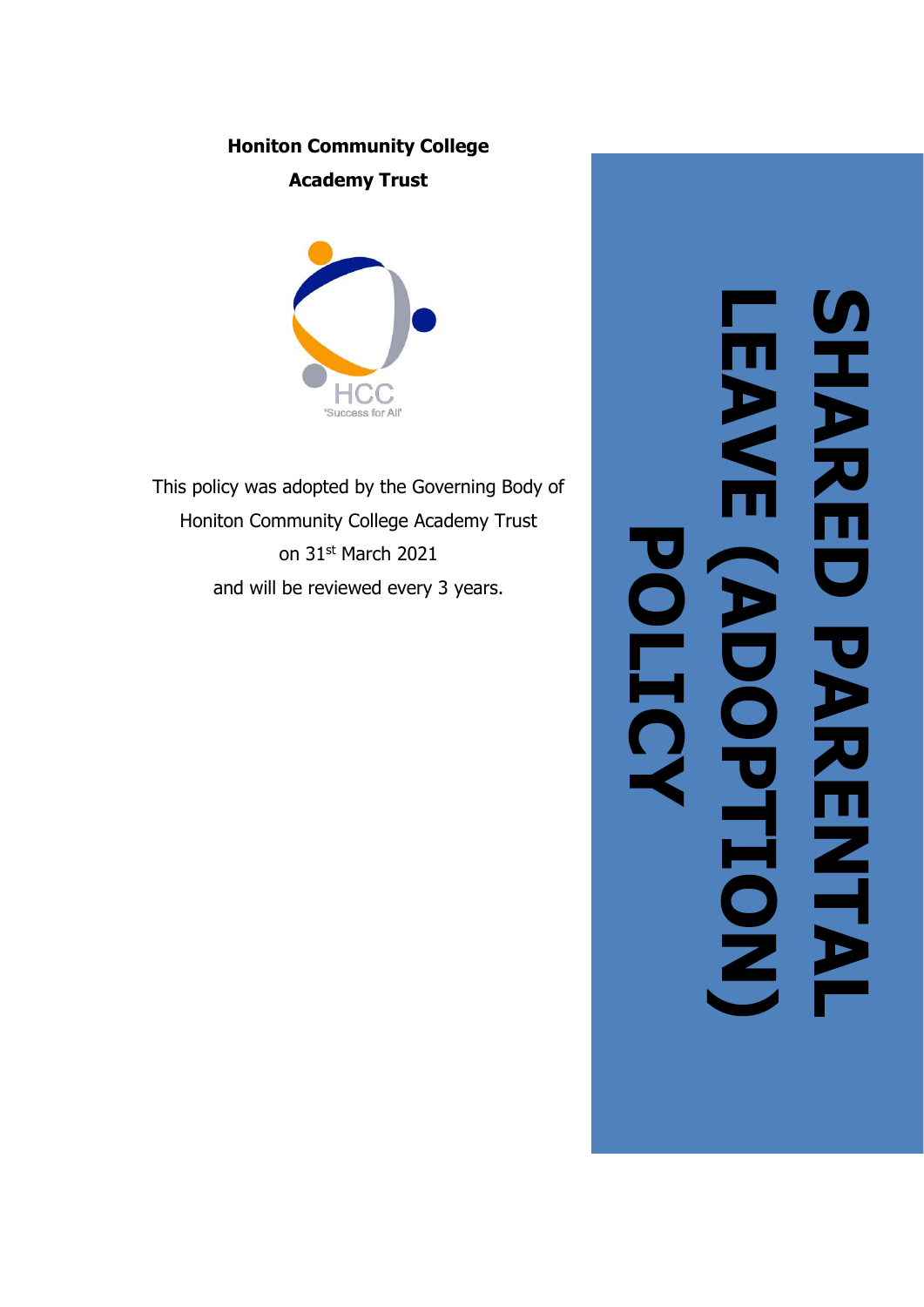**Honiton Community College**

**Academy Trust**

HCC

'Success for All'

This policy was adopted by the Governing Body of Honiton Community College Academy Trust on 31st March 2021 and will be reviewed every 3 years.

# SHARED PARENTAL LEAVE (ADOPTION) POLICY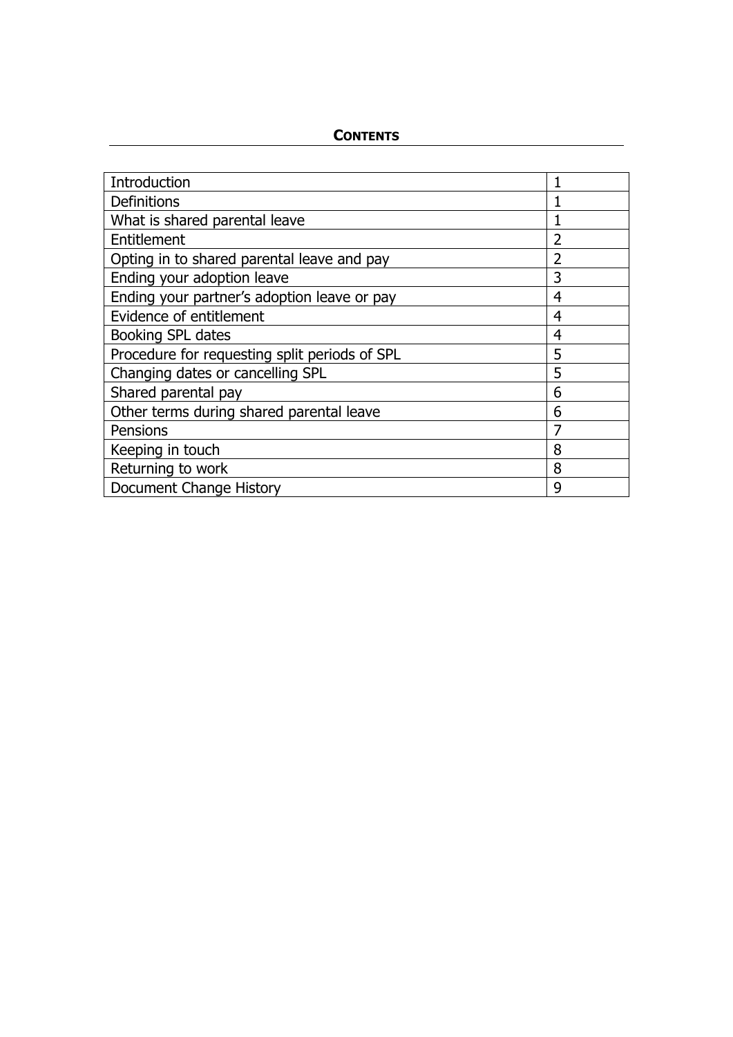## **CONTENTS**

| | |
|---|---|
| Introduction | 1 |
| Definitions | 1 |
| What is shared parental leave | 1 |
| Entitlement | 2 |
| Opting in to shared parental leave and pay | 2 |
| Ending your adoption leave | 3 |
| Ending your partner's adoption leave or pay | 4 |
| Evidence of entitlement | 4 |
| Booking SPL dates | 4 |
| Procedure for requesting split periods of SPL | 5 |
| Changing dates or cancelling SPL | 5 |
| Shared parental pay | 6 |
| Other terms during shared parental leave | 6 |
| Pensions | 7 |
| Keeping in touch | 8 |
| Returning to work | 8 |
| Document Change History | 9 |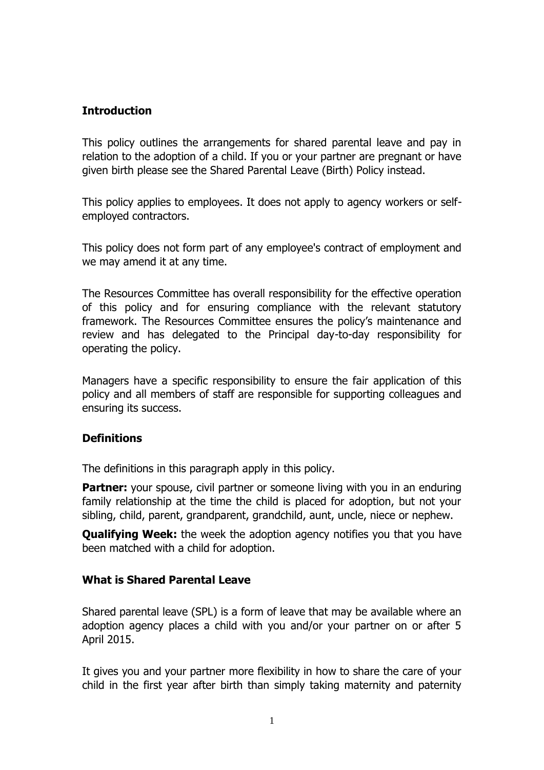## Introduction

This policy outlines the arrangements for shared parental leave and pay in relation to the adoption of a child. If you or your partner are pregnant or have given birth please see the Shared Parental Leave (Birth) Policy instead.

This policy applies to employees. It does not apply to agency workers or self-employed contractors.

This policy does not form part of any employee's contract of employment and we may amend it at any time.

The Resources Committee has overall responsibility for the effective operation of this policy and for ensuring compliance with the relevant statutory framework. The Resources Committee ensures the policy's maintenance and review and has delegated to the Principal day-to-day responsibility for operating the policy.

Managers have a specific responsibility to ensure the fair application of this policy and all members of staff are responsible for supporting colleagues and ensuring its success.

## Definitions

The definitions in this paragraph apply in this policy.

**Partner:** your spouse, civil partner or someone living with you in an enduring family relationship at the time the child is placed for adoption, but not your sibling, child, parent, grandparent, grandchild, aunt, uncle, niece or nephew.

**Qualifying Week:** the week the adoption agency notifies you that you have been matched with a child for adoption.

## What is Shared Parental Leave

Shared parental leave (SPL) is a form of leave that may be available where an adoption agency places a child with you and/or your partner on or after 5 April 2015.

It gives you and your partner more flexibility in how to share the care of your child in the first year after birth than simply taking maternity and paternity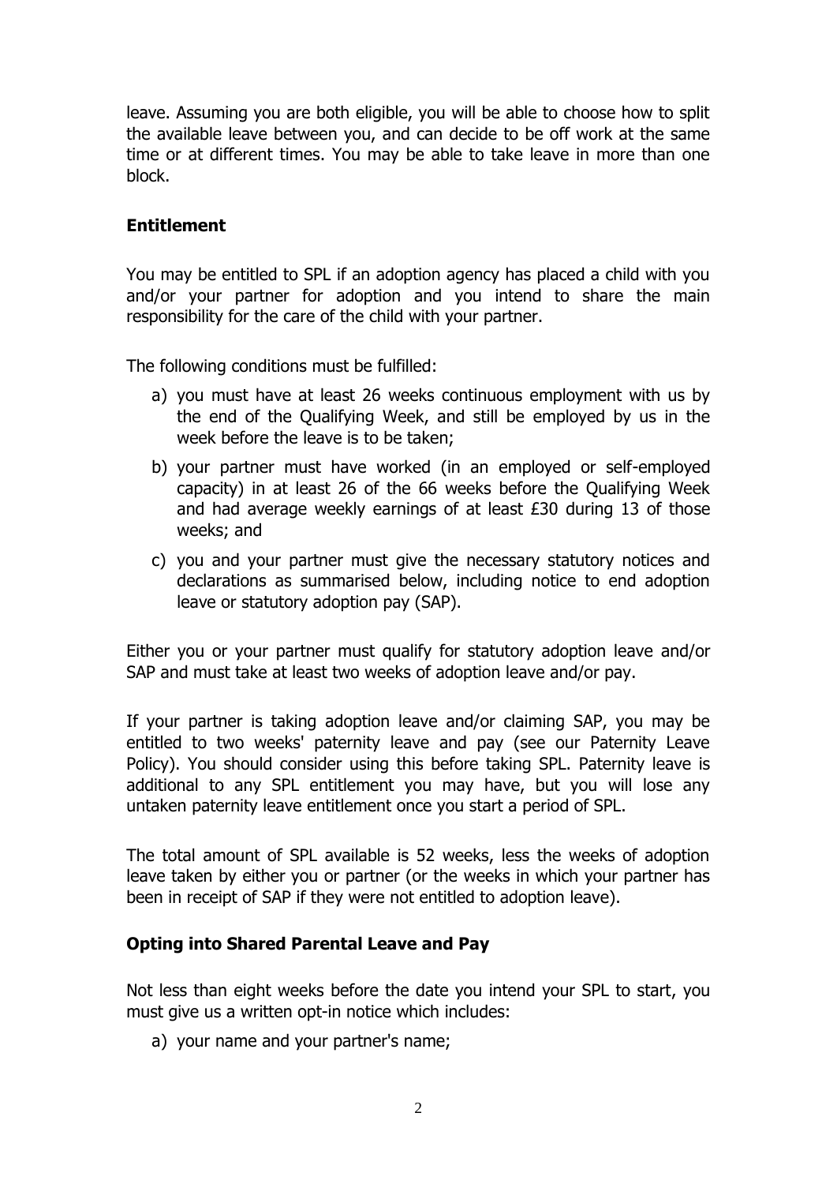leave. Assuming you are both eligible, you will be able to choose how to split the available leave between you, and can decide to be off work at the same time or at different times. You may be able to take leave in more than one block.

**Entitlement**

You may be entitled to SPL if an adoption agency has placed a child with you and/or your partner for adoption and you intend to share the main responsibility for the care of the child with your partner.

The following conditions must be fulfilled:

a) you must have at least 26 weeks continuous employment with us by the end of the Qualifying Week, and still be employed by us in the week before the leave is to be taken;

b) your partner must have worked (in an employed or self-employed capacity) in at least 26 of the 66 weeks before the Qualifying Week and had average weekly earnings of at least £30 during 13 of those weeks; and

c) you and your partner must give the necessary statutory notices and declarations as summarised below, including notice to end adoption leave or statutory adoption pay (SAP).

Either you or your partner must qualify for statutory adoption leave and/or SAP and must take at least two weeks of adoption leave and/or pay.

If your partner is taking adoption leave and/or claiming SAP, you may be entitled to two weeks' paternity leave and pay (see our Paternity Leave Policy). You should consider using this before taking SPL. Paternity leave is additional to any SPL entitlement you may have, but you will lose any untaken paternity leave entitlement once you start a period of SPL.

The total amount of SPL available is 52 weeks, less the weeks of adoption leave taken by either you or partner (or the weeks in which your partner has been in receipt of SAP if they were not entitled to adoption leave).

**Opting into Shared Parental Leave and Pay**

Not less than eight weeks before the date you intend your SPL to start, you must give us a written opt-in notice which includes:

a) your name and your partner's name;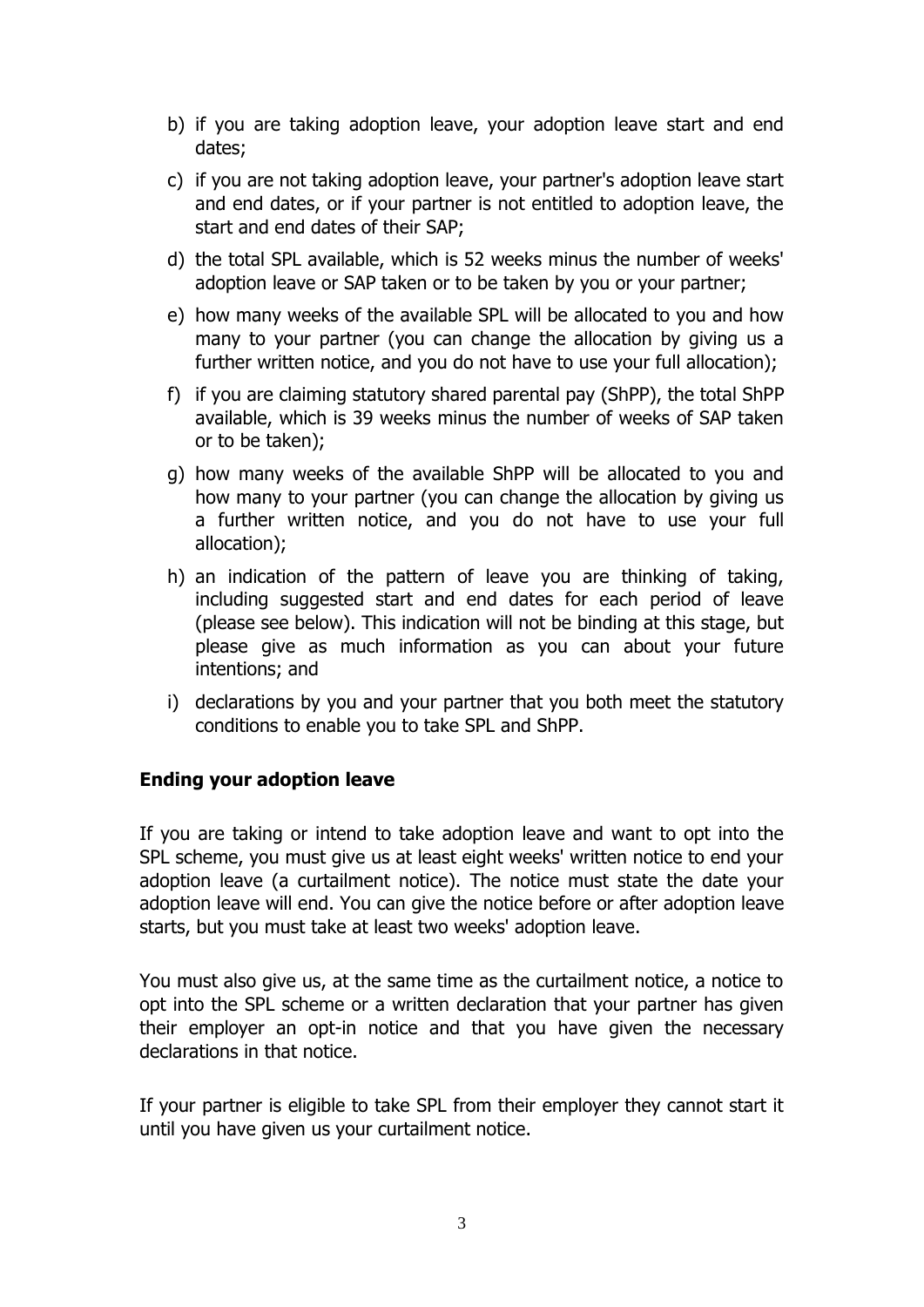b) if you are taking adoption leave, your adoption leave start and end dates;

c) if you are not taking adoption leave, your partner's adoption leave start and end dates, or if your partner is not entitled to adoption leave, the start and end dates of their SAP;

d) the total SPL available, which is 52 weeks minus the number of weeks' adoption leave or SAP taken or to be taken by you or your partner;

e) how many weeks of the available SPL will be allocated to you and how many to your partner (you can change the allocation by giving us a further written notice, and you do not have to use your full allocation);

f) if you are claiming statutory shared parental pay (ShPP), the total ShPP available, which is 39 weeks minus the number of weeks of SAP taken or to be taken);

g) how many weeks of the available ShPP will be allocated to you and how many to your partner (you can change the allocation by giving us a further written notice, and you do not have to use your full allocation);

h) an indication of the pattern of leave you are thinking of taking, including suggested start and end dates for each period of leave (please see below). This indication will not be binding at this stage, but please give as much information as you can about your future intentions; and

i) declarations by you and your partner that you both meet the statutory conditions to enable you to take SPL and ShPP.

**Ending your adoption leave**

If you are taking or intend to take adoption leave and want to opt into the SPL scheme, you must give us at least eight weeks' written notice to end your adoption leave (a curtailment notice). The notice must state the date your adoption leave will end. You can give the notice before or after adoption leave starts, but you must take at least two weeks' adoption leave.

You must also give us, at the same time as the curtailment notice, a notice to opt into the SPL scheme or a written declaration that your partner has given their employer an opt-in notice and that you have given the necessary declarations in that notice.

If your partner is eligible to take SPL from their employer they cannot start it until you have given us your curtailment notice.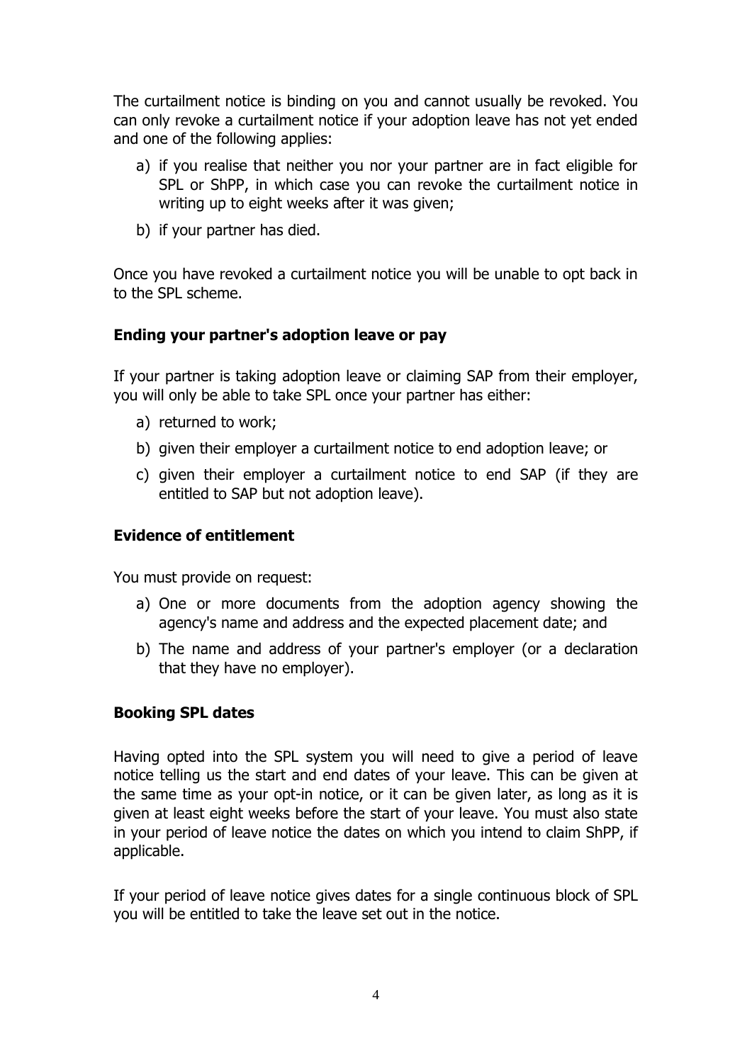The curtailment notice is binding on you and cannot usually be revoked. You can only revoke a curtailment notice if your adoption leave has not yet ended and one of the following applies:

a) if you realise that neither you nor your partner are in fact eligible for SPL or ShPP, in which case you can revoke the curtailment notice in writing up to eight weeks after it was given;

b) if your partner has died.

Once you have revoked a curtailment notice you will be unable to opt back in to the SPL scheme.

**Ending your partner's adoption leave or pay**

If your partner is taking adoption leave or claiming SAP from their employer, you will only be able to take SPL once your partner has either:

a) returned to work;

b) given their employer a curtailment notice to end adoption leave; or

c) given their employer a curtailment notice to end SAP (if they are entitled to SAP but not adoption leave).

**Evidence of entitlement**

You must provide on request:

a) One or more documents from the adoption agency showing the agency's name and address and the expected placement date; and

b) The name and address of your partner's employer (or a declaration that they have no employer).

**Booking SPL dates**

Having opted into the SPL system you will need to give a period of leave notice telling us the start and end dates of your leave. This can be given at the same time as your opt-in notice, or it can be given later, as long as it is given at least eight weeks before the start of your leave. You must also state in your period of leave notice the dates on which you intend to claim ShPP, if applicable.

If your period of leave notice gives dates for a single continuous block of SPL you will be entitled to take the leave set out in the notice.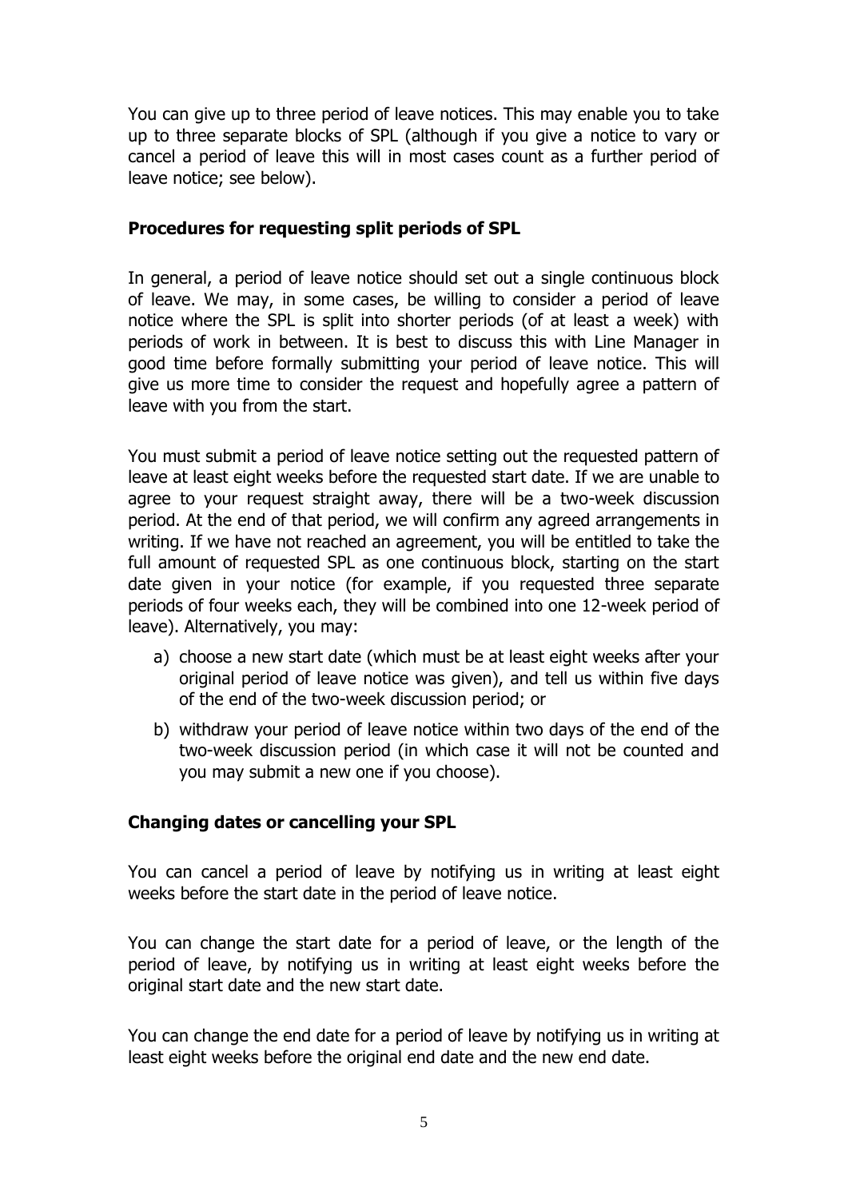You can give up to three period of leave notices. This may enable you to take up to three separate blocks of SPL (although if you give a notice to vary or cancel a period of leave this will in most cases count as a further period of leave notice; see below).

### Procedures for requesting split periods of SPL

In general, a period of leave notice should set out a single continuous block of leave. We may, in some cases, be willing to consider a period of leave notice where the SPL is split into shorter periods (of at least a week) with periods of work in between. It is best to discuss this with Line Manager in good time before formally submitting your period of leave notice. This will give us more time to consider the request and hopefully agree a pattern of leave with you from the start.

You must submit a period of leave notice setting out the requested pattern of leave at least eight weeks before the requested start date. If we are unable to agree to your request straight away, there will be a two-week discussion period. At the end of that period, we will confirm any agreed arrangements in writing. If we have not reached an agreement, you will be entitled to take the full amount of requested SPL as one continuous block, starting on the start date given in your notice (for example, if you requested three separate periods of four weeks each, they will be combined into one 12-week period of leave). Alternatively, you may:

a) choose a new start date (which must be at least eight weeks after your original period of leave notice was given), and tell us within five days of the end of the two-week discussion period; or

b) withdraw your period of leave notice within two days of the end of the two-week discussion period (in which case it will not be counted and you may submit a new one if you choose).

### Changing dates or cancelling your SPL

You can cancel a period of leave by notifying us in writing at least eight weeks before the start date in the period of leave notice.

You can change the start date for a period of leave, or the length of the period of leave, by notifying us in writing at least eight weeks before the original start date and the new start date.

You can change the end date for a period of leave by notifying us in writing at least eight weeks before the original end date and the new end date.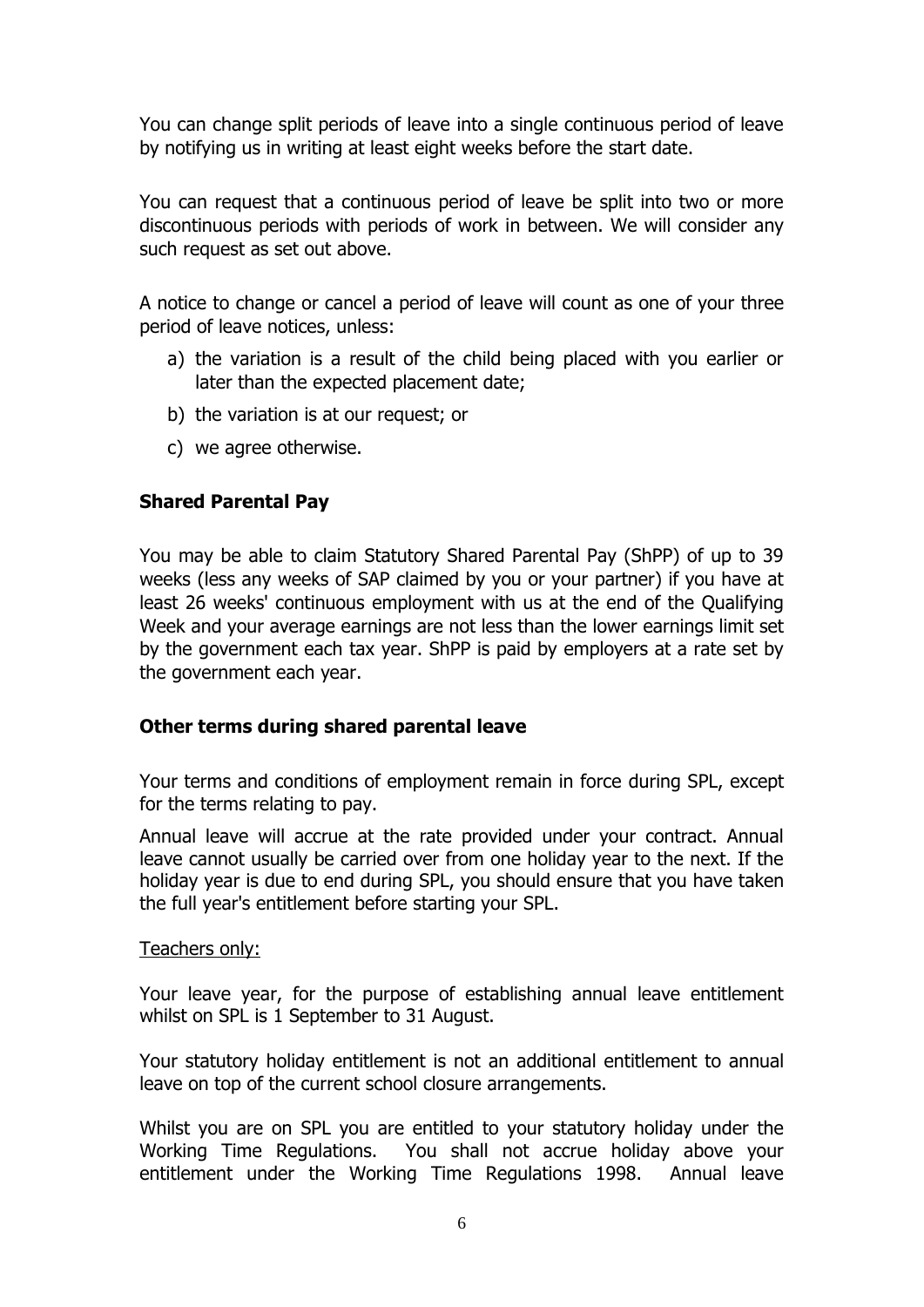You can change split periods of leave into a single continuous period of leave by notifying us in writing at least eight weeks before the start date.

You can request that a continuous period of leave be split into two or more discontinuous periods with periods of work in between. We will consider any such request as set out above.

A notice to change or cancel a period of leave will count as one of your three period of leave notices, unless:

a) the variation is a result of the child being placed with you earlier or later than the expected placement date;
b) the variation is at our request; or
c) we agree otherwise.

**Shared Parental Pay**

You may be able to claim Statutory Shared Parental Pay (ShPP) of up to 39 weeks (less any weeks of SAP claimed by you or your partner) if you have at least 26 weeks' continuous employment with us at the end of the Qualifying Week and your average earnings are not less than the lower earnings limit set by the government each tax year. ShPP is paid by employers at a rate set by the government each year.

**Other terms during shared parental leave**

Your terms and conditions of employment remain in force during SPL, except for the terms relating to pay.

Annual leave will accrue at the rate provided under your contract. Annual leave cannot usually be carried over from one holiday year to the next. If the holiday year is due to end during SPL, you should ensure that you have taken the full year's entitlement before starting your SPL.

Teachers only:

Your leave year, for the purpose of establishing annual leave entitlement whilst on SPL is 1 September to 31 August.

Your statutory holiday entitlement is not an additional entitlement to annual leave on top of the current school closure arrangements.

Whilst you are on SPL you are entitled to your statutory holiday under the Working Time Regulations. You shall not accrue holiday above your entitlement under the Working Time Regulations 1998. Annual leave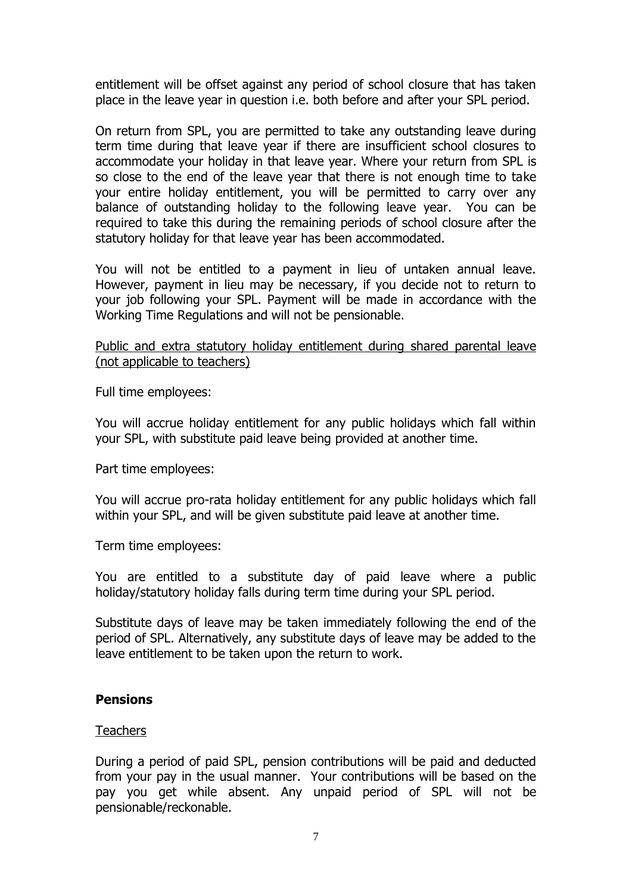entitlement will be offset against any period of school closure that has taken place in the leave year in question i.e. both before and after your SPL period.

On return from SPL, you are permitted to take any outstanding leave during term time during that leave year if there are insufficient school closures to accommodate your holiday in that leave year. Where your return from SPL is so close to the end of the leave year that there is not enough time to take your entire holiday entitlement, you will be permitted to carry over any balance of outstanding holiday to the following leave year. You can be required to take this during the remaining periods of school closure after the statutory holiday for that leave year has been accommodated.

You will not be entitled to a payment in lieu of untaken annual leave. However, payment in lieu may be necessary, if you decide not to return to your job following your SPL. Payment will be made in accordance with the Working Time Regulations and will not be pensionable.

<u>Public and extra statutory holiday entitlement during shared parental leave (not applicable to teachers)</u>

Full time employees:

You will accrue holiday entitlement for any public holidays which fall within your SPL, with substitute paid leave being provided at another time.

Part time employees:

You will accrue pro-rata holiday entitlement for any public holidays which fall within your SPL, and will be given substitute paid leave at another time.

Term time employees:

You are entitled to a substitute day of paid leave where a public holiday/statutory holiday falls during term time during your SPL period.

Substitute days of leave may be taken immediately following the end of the period of SPL. Alternatively, any substitute days of leave may be added to the leave entitlement to be taken upon the return to work.

**Pensions**

<u>Teachers</u>

During a period of paid SPL, pension contributions will be paid and deducted from your pay in the usual manner. Your contributions will be based on the pay you get while absent. Any unpaid period of SPL will not be pensionable/reckonable.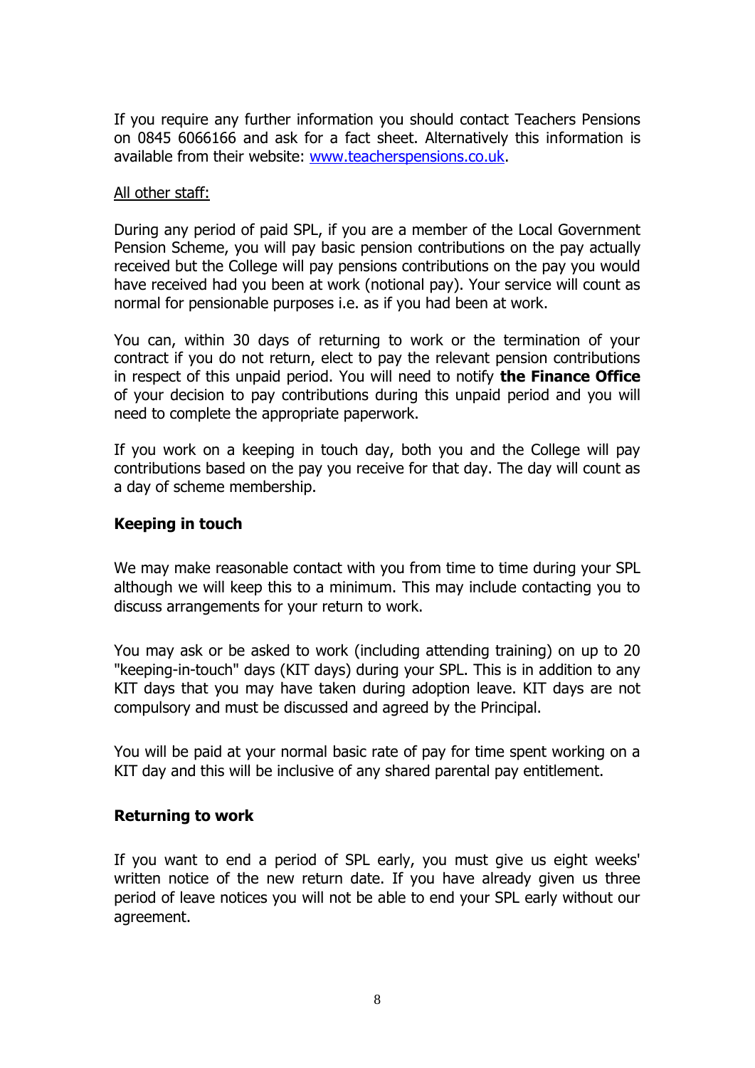If you require any further information you should contact Teachers Pensions on 0845 6066166 and ask for a fact sheet. Alternatively this information is available from their website: [www.teacherspensions.co.uk](http://www.teacherspensions.co.uk).

All other staff:

During any period of paid SPL, if you are a member of the Local Government Pension Scheme, you will pay basic pension contributions on the pay actually received but the College will pay pensions contributions on the pay you would have received had you been at work (notional pay). Your service will count as normal for pensionable purposes i.e. as if you had been at work.

You can, within 30 days of returning to work or the termination of your contract if you do not return, elect to pay the relevant pension contributions in respect of this unpaid period. You will need to notify **the Finance Office** of your decision to pay contributions during this unpaid period and you will need to complete the appropriate paperwork.

If you work on a keeping in touch day, both you and the College will pay contributions based on the pay you receive for that day. The day will count as a day of scheme membership.

**Keeping in touch**

We may make reasonable contact with you from time to time during your SPL although we will keep this to a minimum. This may include contacting you to discuss arrangements for your return to work.

You may ask or be asked to work (including attending training) on up to 20 "keeping-in-touch" days (KIT days) during your SPL. This is in addition to any KIT days that you may have taken during adoption leave. KIT days are not compulsory and must be discussed and agreed by the Principal.

You will be paid at your normal basic rate of pay for time spent working on a KIT day and this will be inclusive of any shared parental pay entitlement.

**Returning to work**

If you want to end a period of SPL early, you must give us eight weeks' written notice of the new return date. If you have already given us three period of leave notices you will not be able to end your SPL early without our agreement.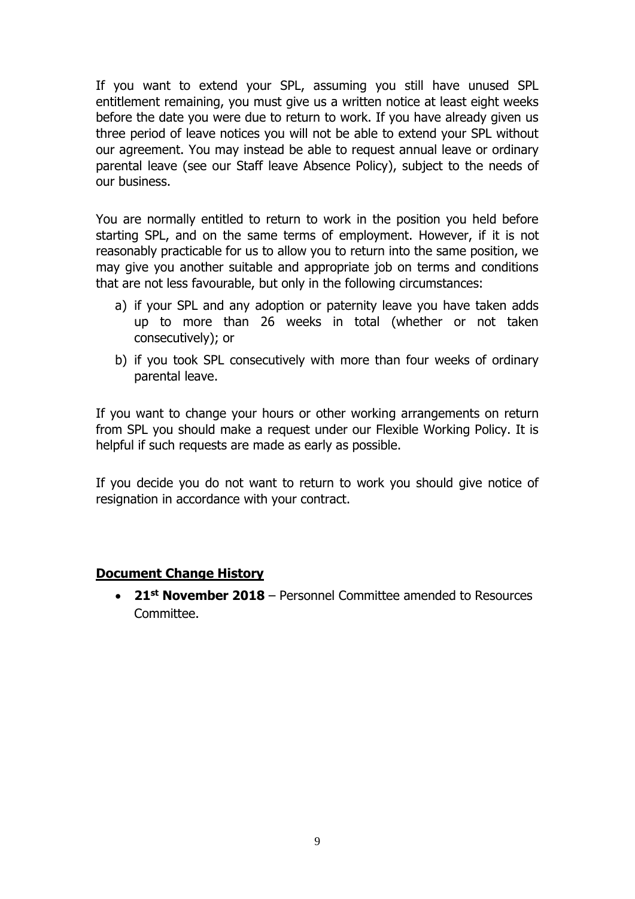If you want to extend your SPL, assuming you still have unused SPL entitlement remaining, you must give us a written notice at least eight weeks before the date you were due to return to work. If you have already given us three period of leave notices you will not be able to extend your SPL without our agreement. You may instead be able to request annual leave or ordinary parental leave (see our Staff leave Absence Policy), subject to the needs of our business.

You are normally entitled to return to work in the position you held before starting SPL, and on the same terms of employment. However, if it is not reasonably practicable for us to allow you to return into the same position, we may give you another suitable and appropriate job on terms and conditions that are not less favourable, but only in the following circumstances:

a) if your SPL and any adoption or paternity leave you have taken adds up to more than 26 weeks in total (whether or not taken consecutively); or

b) if you took SPL consecutively with more than four weeks of ordinary parental leave.

If you want to change your hours or other working arrangements on return from SPL you should make a request under our Flexible Working Policy. It is helpful if such requests are made as early as possible.

If you decide you do not want to return to work you should give notice of resignation in accordance with your contract.

## Document Change History

- **21st November 2018** – Personnel Committee amended to Resources Committee.